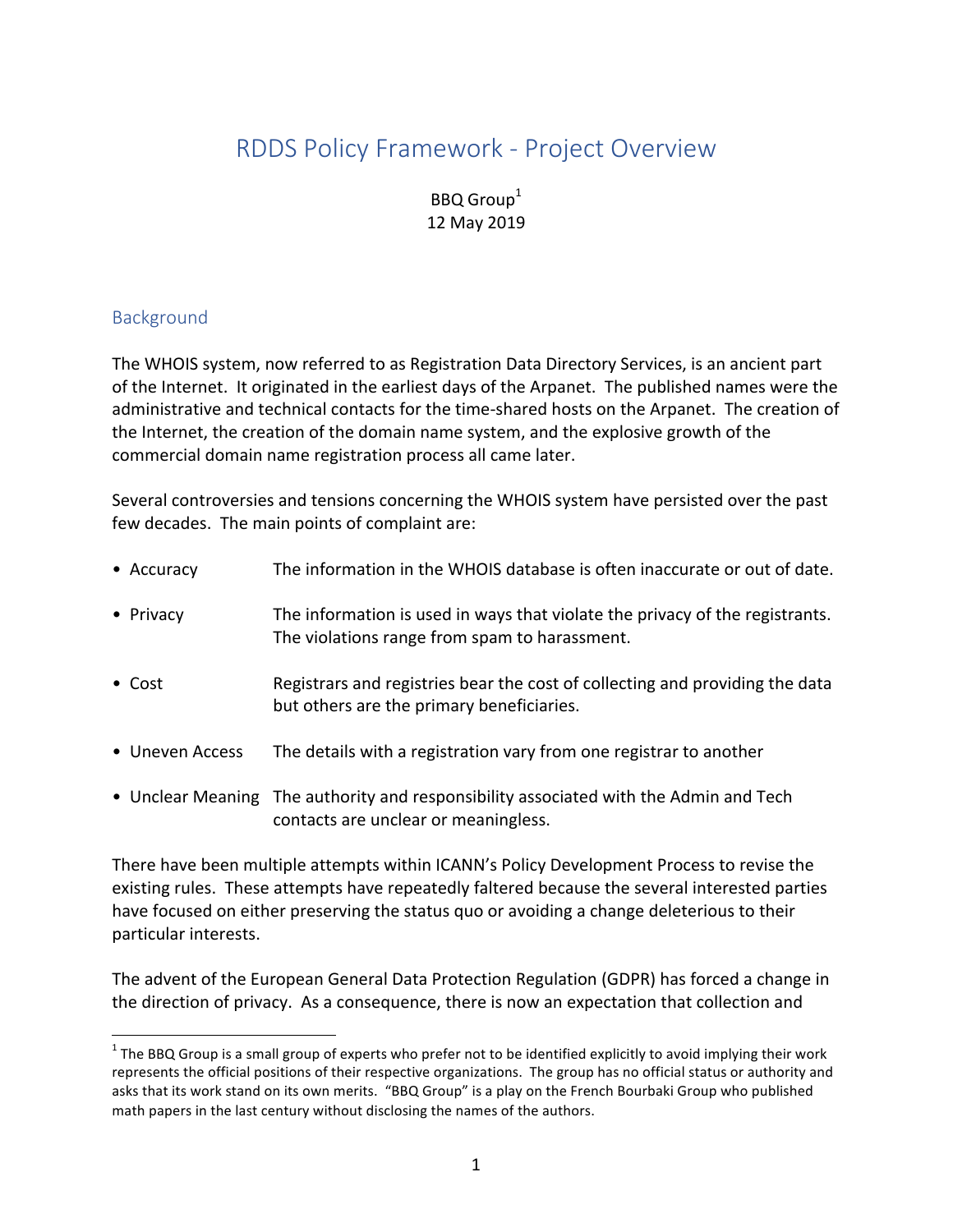# RDDS Policy Framework - Project Overview

BBQ Group[1]
12 May 2019

## Background

The WHOIS system, now referred to as Registration Data Directory Services, is an ancient part of the Internet. It originated in the earliest days of the Arpanet. The published names were the administrative and technical contacts for the time-shared hosts on the Arpanet. The creation of the Internet, the creation of the domain name system, and the explosive growth of the commercial domain name registration process all came later.

Several controversies and tensions concerning the WHOIS system have persisted over the past few decades. The main points of complaint are:

- Accuracy — The information in the WHOIS database is often inaccurate or out of date.
- Privacy — The information is used in ways that violate the privacy of the registrants. The violations range from spam to harassment.
- Cost — Registrars and registries bear the cost of collecting and providing the data but others are the primary beneficiaries.
- Uneven Access — The details with a registration vary from one registrar to another
- Unclear Meaning — The authority and responsibility associated with the Admin and Tech contacts are unclear or meaningless.

There have been multiple attempts within ICANN's Policy Development Process to revise the existing rules. These attempts have repeatedly faltered because the several interested parties have focused on either preserving the status quo or avoiding a change deleterious to their particular interests.

The advent of the European General Data Protection Regulation (GDPR) has forced a change in the direction of privacy. As a consequence, there is now an expectation that collection and

[1] The BBQ Group is a small group of experts who prefer not to be identified explicitly to avoid implying their work represents the official positions of their respective organizations. The group has no official status or authority and asks that its work stand on its own merits. "BBQ Group" is a play on the French Bourbaki Group who published math papers in the last century without disclosing the names of the authors.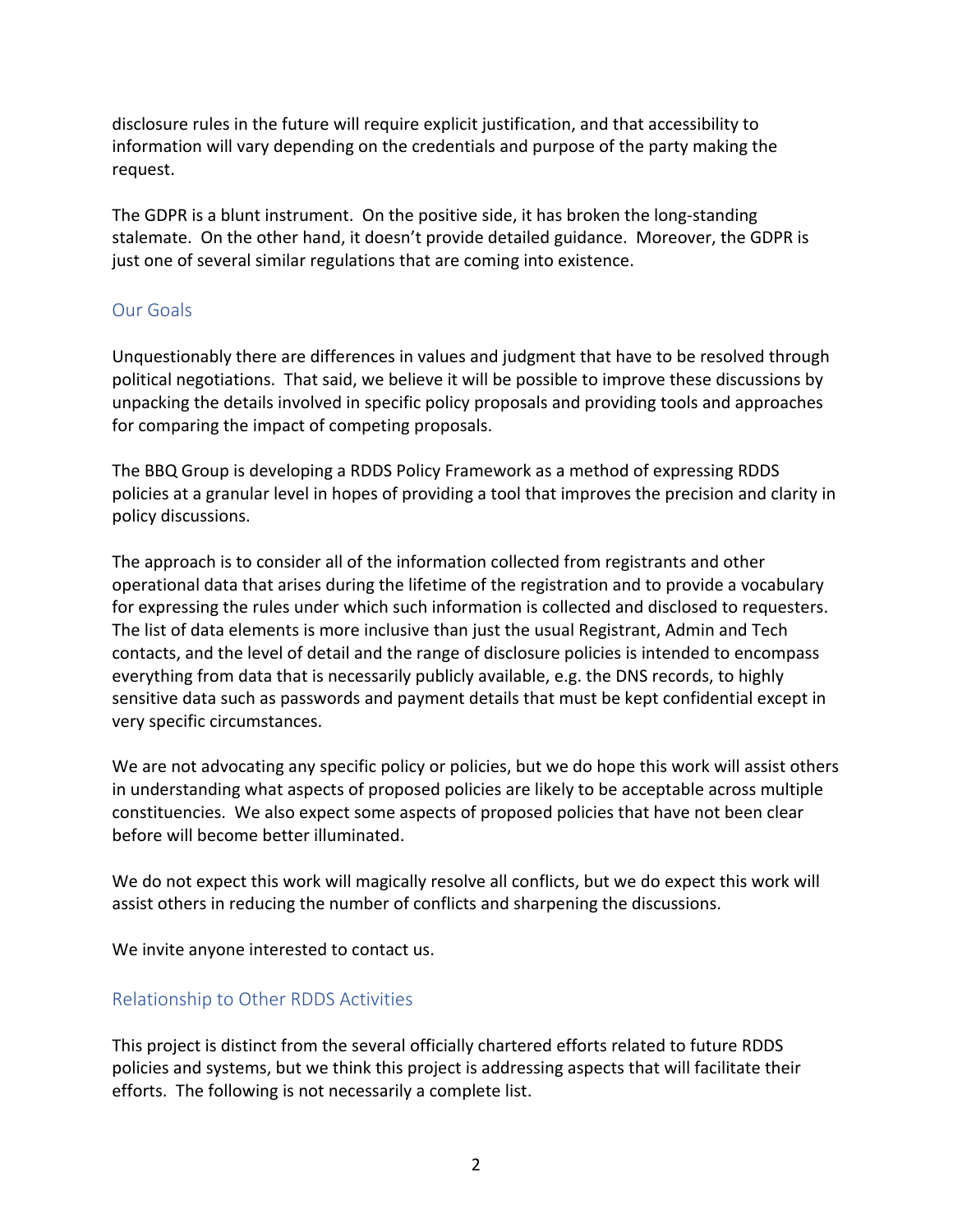disclosure rules in the future will require explicit justification, and that accessibility to information will vary depending on the credentials and purpose of the party making the request.

The GDPR is a blunt instrument. On the positive side, it has broken the long-standing stalemate. On the other hand, it doesn't provide detailed guidance. Moreover, the GDPR is just one of several similar regulations that are coming into existence.

## Our Goals

Unquestionably there are differences in values and judgment that have to be resolved through political negotiations. That said, we believe it will be possible to improve these discussions by unpacking the details involved in specific policy proposals and providing tools and approaches for comparing the impact of competing proposals.

The BBQ Group is developing a RDDS Policy Framework as a method of expressing RDDS policies at a granular level in hopes of providing a tool that improves the precision and clarity in policy discussions.

The approach is to consider all of the information collected from registrants and other operational data that arises during the lifetime of the registration and to provide a vocabulary for expressing the rules under which such information is collected and disclosed to requesters. The list of data elements is more inclusive than just the usual Registrant, Admin and Tech contacts, and the level of detail and the range of disclosure policies is intended to encompass everything from data that is necessarily publicly available, e.g. the DNS records, to highly sensitive data such as passwords and payment details that must be kept confidential except in very specific circumstances.

We are not advocating any specific policy or policies, but we do hope this work will assist others in understanding what aspects of proposed policies are likely to be acceptable across multiple constituencies. We also expect some aspects of proposed policies that have not been clear before will become better illuminated.

We do not expect this work will magically resolve all conflicts, but we do expect this work will assist others in reducing the number of conflicts and sharpening the discussions.

We invite anyone interested to contact us.

## Relationship to Other RDDS Activities

This project is distinct from the several officially chartered efforts related to future RDDS policies and systems, but we think this project is addressing aspects that will facilitate their efforts. The following is not necessarily a complete list.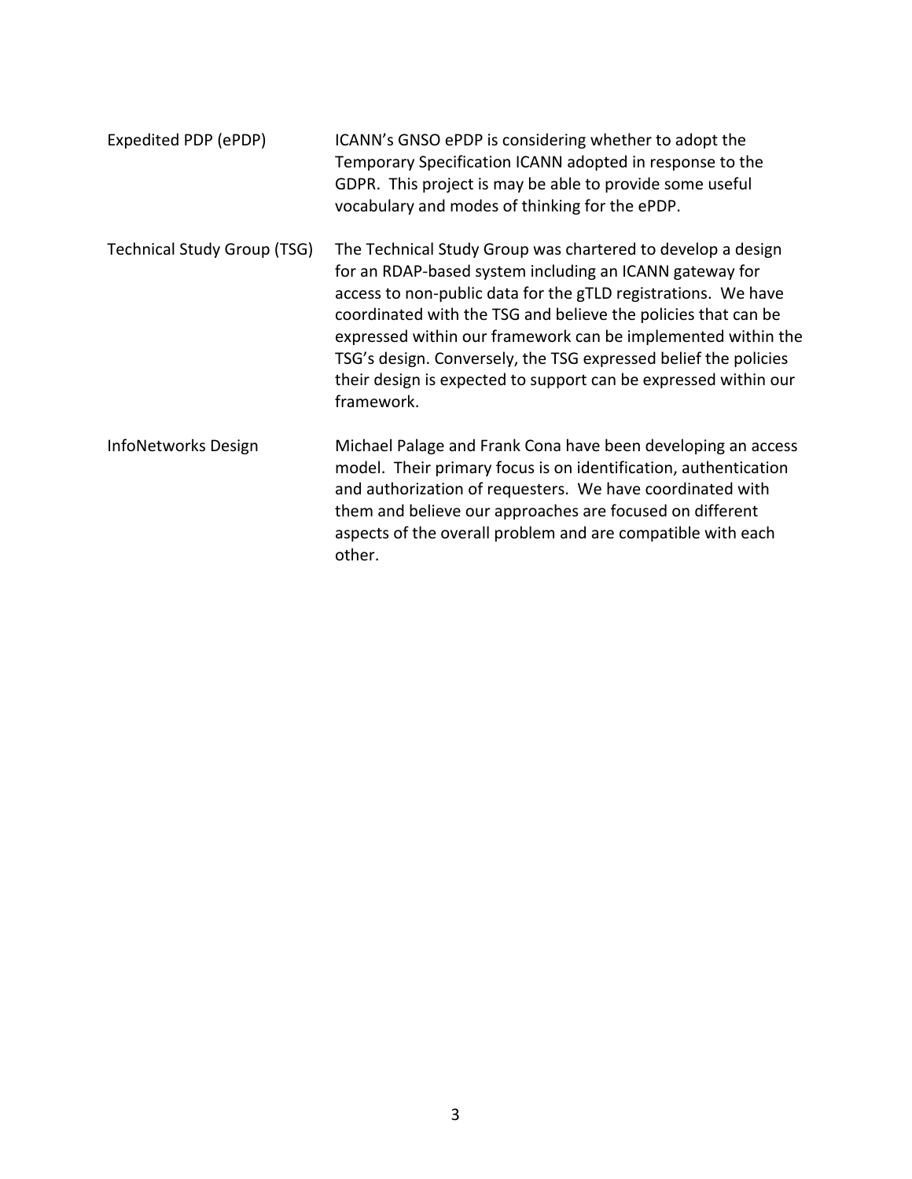| | |
|---|---|
| Expedited PDP (ePDP) | ICANN's GNSO ePDP is considering whether to adopt the Temporary Specification ICANN adopted in response to the GDPR. This project is may be able to provide some useful vocabulary and modes of thinking for the ePDP. |
| Technical Study Group (TSG) | The Technical Study Group was chartered to develop a design for an RDAP-based system including an ICANN gateway for access to non-public data for the gTLD registrations. We have coordinated with the TSG and believe the policies that can be expressed within our framework can be implemented within the TSG's design. Conversely, the TSG expressed belief the policies their design is expected to support can be expressed within our framework. |
| InfoNetworks Design | Michael Palage and Frank Cona have been developing an access model. Their primary focus is on identification, authentication and authorization of requesters. We have coordinated with them and believe our approaches are focused on different aspects of the overall problem and are compatible with each other. |